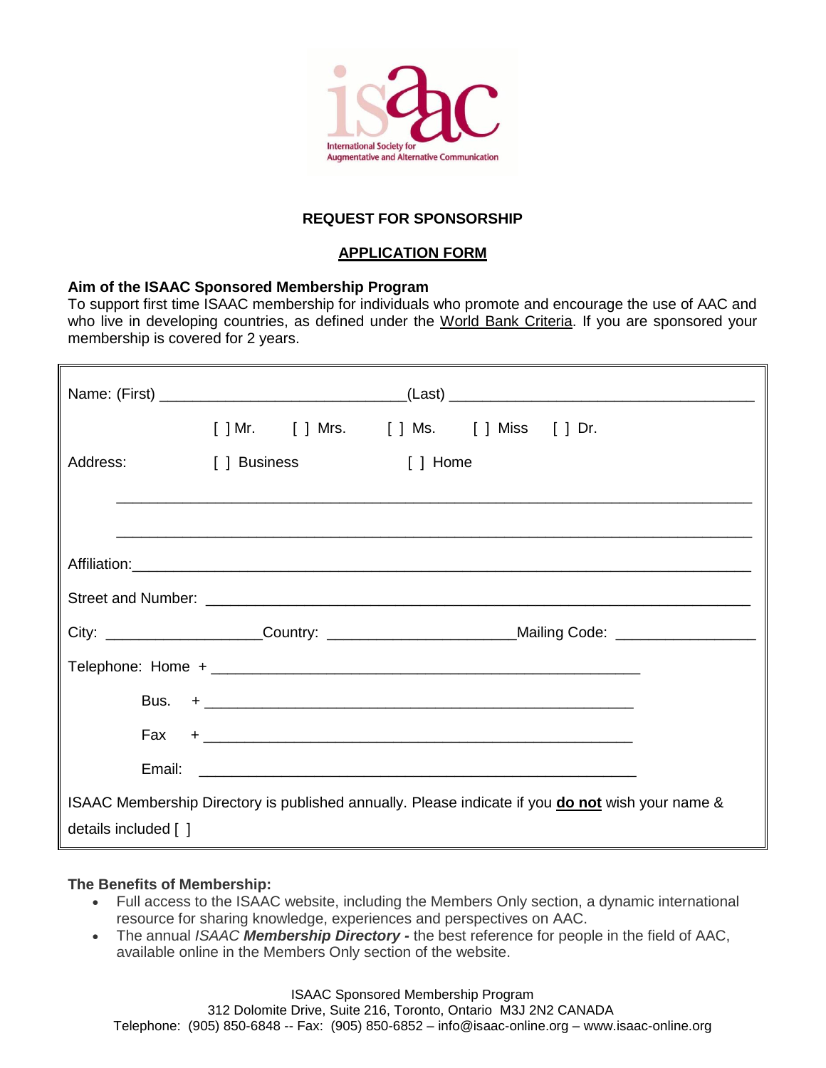isaac

International Society for Augmentative and Alternative Communication

**REQUEST FOR SPONSORSHIP**

**APPLICATION FORM**

**Aim of the ISAAC Sponsored Membership Program**

To support first time ISAAC membership for individuals who promote and encourage the use of AAC and who live in developing countries, as defined under the World Bank Criteria. If you are sponsored your membership is covered for 2 years.

Name: (First) ______________________________(Last) ____________________________________

[ ] Mr. [ ] Mrs. [ ] Ms. [ ] Miss [ ] Dr.

Address: [ ] Business [ ] Home

____________________________________________________________________________

____________________________________________________________________________

Affiliation:__________________________________________________________________________

Street and Number: ___________________________________________________________________

City: ___________________Country: ______________________Mailing Code: _________________

Telephone: Home + ____________________________________________________

Bus. + ____________________________________________________

Fax + ____________________________________________________

Email: ____________________________________________________

ISAAC Membership Directory is published annually. Please indicate if you **do not** wish your name & details included [ ]

**The Benefits of Membership:**

- Full access to the ISAAC website, including the Members Only section, a dynamic international resource for sharing knowledge, experiences and perspectives on AAC.
- The annual *ISAAC* ***Membership Directory*** **-** the best reference for people in the field of AAC, available online in the Members Only section of the website.

ISAAC Sponsored Membership Program
312 Dolomite Drive, Suite 216, Toronto, Ontario M3J 2N2 CANADA
Telephone: (905) 850-6848 -- Fax: (905) 850-6852 – info@isaac-online.org – www.isaac-online.org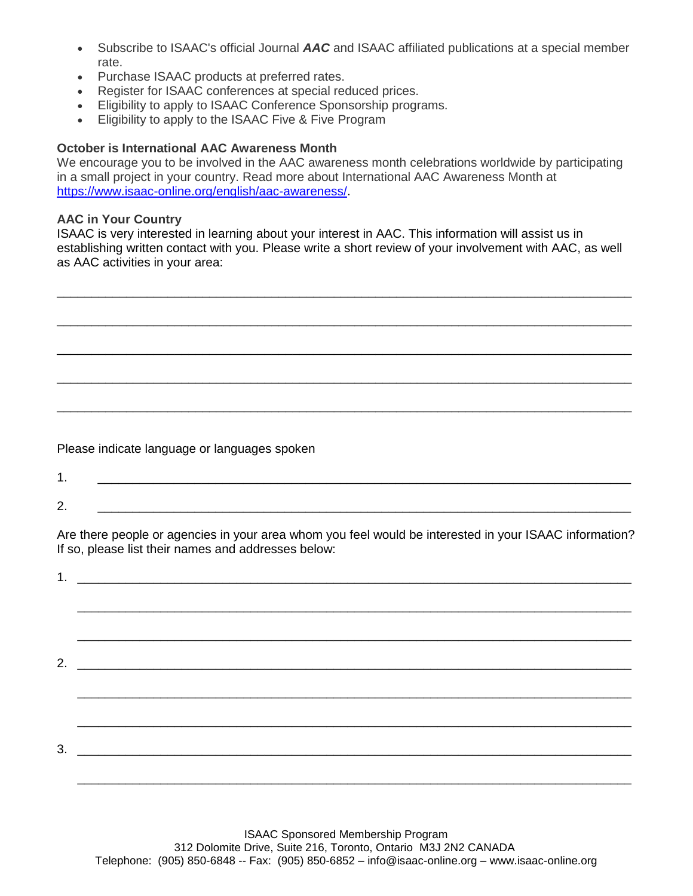- Subscribe to ISAAC's official Journal ***AAC*** and ISAAC affiliated publications at a special member rate.
- Purchase ISAAC products at preferred rates.
- Register for ISAAC conferences at special reduced prices.
- Eligibility to apply to ISAAC Conference Sponsorship programs.
- Eligibility to apply to the ISAAC Five & Five Program

**October is International AAC Awareness Month**

We encourage you to be involved in the AAC awareness month celebrations worldwide by participating in a small project in your country. Read more about International AAC Awareness Month at https://www.isaac-online.org/english/aac-awareness/.

**AAC in Your Country**

ISAAC is very interested in learning about your interest in AAC. This information will assist us in establishing written contact with you. Please write a short review of your involvement with AAC, as well as AAC activities in your area:

_______________________________________________________________________________

_______________________________________________________________________________

_______________________________________________________________________________

_______________________________________________________________________________

_______________________________________________________________________________

Please indicate language or languages spoken

1. _______________________________________________________________________

2. _______________________________________________________________________

Are there people or agencies in your area whom you feel would be interested in your ISAAC information? If so, please list their names and addresses below:

1. _______________________________________________________________________

   _______________________________________________________________________

   _______________________________________________________________________

2. _______________________________________________________________________

   _______________________________________________________________________

   _______________________________________________________________________

3. _______________________________________________________________________

   _______________________________________________________________________

ISAAC Sponsored Membership Program
312 Dolomite Drive, Suite 216, Toronto, Ontario M3J 2N2 CANADA
Telephone: (905) 850-6848 -- Fax: (905) 850-6852 – info@isaac-online.org – www.isaac-online.org